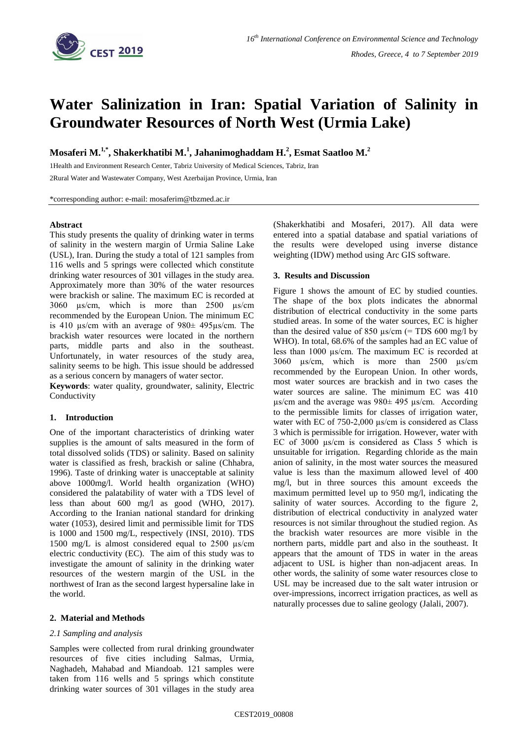# Water Salinization in Iran: Spatial Variation of Salinity in Groundwater Resources of North West (Urmia Lake)

**Mosaferi M.[1,*], Shakerkhatibi M.[1], Jahanimoghaddam H.[2], Esmat Saatloo M.[2]**

1Health and Environment Research Center, Tabriz University of Medical Sciences, Tabriz, Iran

2Rural Water and Wastewater Company, West Azerbaijan Province, Urmia, Iran

*corresponding author: e-mail: mosaferim@tbzmed.ac.ir

## Abstract

This study presents the quality of drinking water in terms of salinity in the western margin of Urmia Saline Lake (USL), Iran. During the study a total of 121 samples from 116 wells and 5 springs were collected which constitute drinking water resources of 301 villages in the study area. Approximately more than 30% of the water resources were brackish or saline. The maximum EC is recorded at 3060 µs/cm, which is more than 2500 µs/cm recommended by the European Union. The minimum EC is 410 µs/cm with an average of 980± 495µs/cm. The brackish water resources were located in the northern parts, middle parts and also in the southeast. Unfortunately, in water resources of the study area, salinity seems to be high. This issue should be addressed as a serious concern by managers of water sector.

**Keywords**: water quality, groundwater, salinity, Electric Conductivity

## 1. Introduction

One of the important characteristics of drinking water supplies is the amount of salts measured in the form of total dissolved solids (TDS) or salinity. Based on salinity water is classified as fresh, brackish or saline (Chhabra, 1996). Taste of drinking water is unacceptable at salinity above 1000mg/l. World health organization (WHO) considered the palatability of water with a TDS level of less than about 600 mg/l as good (WHO, 2017). According to the Iranian national standard for drinking water (1053), desired limit and permissible limit for TDS is 1000 and 1500 mg/L, respectively (INSI, 2010). TDS 1500 mg/L is almost considered equal to 2500 µs/cm electric conductivity (EC). The aim of this study was to investigate the amount of salinity in the drinking water resources of the western margin of the USL in the northwest of Iran as the second largest hypersaline lake in the world.

## 2. Material and Methods

### *2.1 Sampling and analysis*

Samples were collected from rural drinking groundwater resources of five cities including Salmas, Urmia, Naghadeh, Mahabad and Miandoab. 121 samples were taken from 116 wells and 5 springs which constitute drinking water sources of 301 villages in the study area (Shakerkhatibi and Mosaferi, 2017). All data were entered into a spatial database and spatial variations of the results were developed using inverse distance weighting (IDW) method using Arc GIS software.

## 3. Results and Discussion

Figure 1 shows the amount of EC by studied counties. The shape of the box plots indicates the abnormal distribution of electrical conductivity in the some parts studied areas. In some of the water sources, EC is higher than the desired value of 850 µs/cm (= TDS 600 mg/l by WHO). In total, 68.6% of the samples had an EC value of less than 1000 µs/cm. The maximum EC is recorded at 3060 µs/cm, which is more than 2500 µs/cm recommended by the European Union. In other words, most water sources are brackish and in two cases the water sources are saline. The minimum EC was 410 µs/cm and the average was 980± 495 µs/cm. According to the permissible limits for classes of irrigation water, water with EC of 750-2,000 µs/cm is considered as Class 3 which is permissible for irrigation. However, water with EC of 3000 µs/cm is considered as Class 5 which is unsuitable for irrigation. Regarding chloride as the main anion of salinity, in the most water sources the measured value is less than the maximum allowed level of 400 mg/l, but in three sources this amount exceeds the maximum permitted level up to 950 mg/l, indicating the salinity of water sources. According to the figure 2, distribution of electrical conductivity in analyzed water resources is not similar throughout the studied region. As the brackish water resources are more visible in the northern parts, middle part and also in the southeast. It appears that the amount of TDS in water in the areas adjacent to USL is higher than non-adjacent areas. In other words, the salinity of some water resources close to USL may be increased due to the salt water intrusion or over-impressions, incorrect irrigation practices, as well as naturally processes due to saline geology (Jalali, 2007).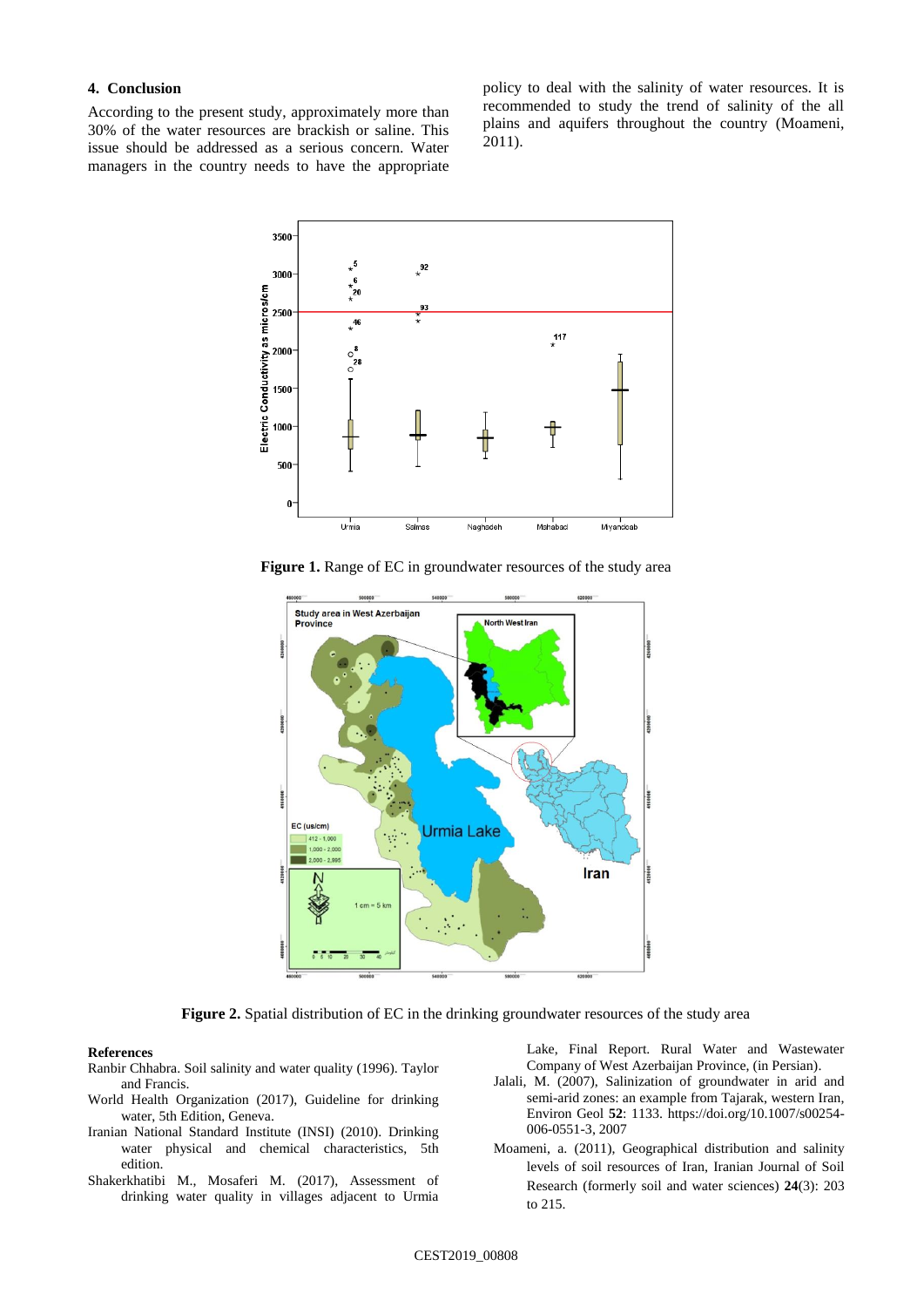## 4. Conclusion

According to the present study, approximately more than 30% of the water resources are brackish or saline. This issue should be addressed as a serious concern. Water managers in the country needs to have the appropriate policy to deal with the salinity of water resources. It is recommended to study the trend of salinity of the all plains and aquifers throughout the country (Moameni, 2011).

Electric Conductivity as micros/cm

3500
3000
2500
2000
1500
1000
500
0

5
6
20
46
8
28
92
93
117

Urmia
Salmas
Naghadeh
Mahabad
Miyandoab

**Figure 1.** Range of EC in groundwater resources of the study area

Study area in West Azerbaijan Province

North West Iran

Urmia Lake

Iran

EC (us/cm)
412 - 1,000
1,000 - 2,000
2,000 - 2,995

N

1 cm = 5 km

0 5 10 20 30 40

**Figure 2.** Spatial distribution of EC in the drinking groundwater resources of the study area

## References

Ranbir Chhabra. Soil salinity and water quality (1996). Taylor and Francis.

World Health Organization (2017), Guideline for drinking water, 5th Edition, Geneva.

Iranian National Standard Institute (INSI) (2010). Drinking water physical and chemical characteristics, 5th edition.

Shakerkhatibi M., Mosaferi M. (2017), Assessment of drinking water quality in villages adjacent to Urmia Lake, Final Report. Rural Water and Wastewater Company of West Azerbaijan Province, (in Persian).

Jalali, M. (2007), Salinization of groundwater in arid and semi-arid zones: an example from Tajarak, western Iran, Environ Geol **52**: 1133. https://doi.org/10.1007/s00254-006-0551-3, 2007

Moameni, a. (2011), Geographical distribution and salinity levels of soil resources of Iran, Iranian Journal of Soil Research (formerly soil and water sciences) **24**(3): 203 to 215.